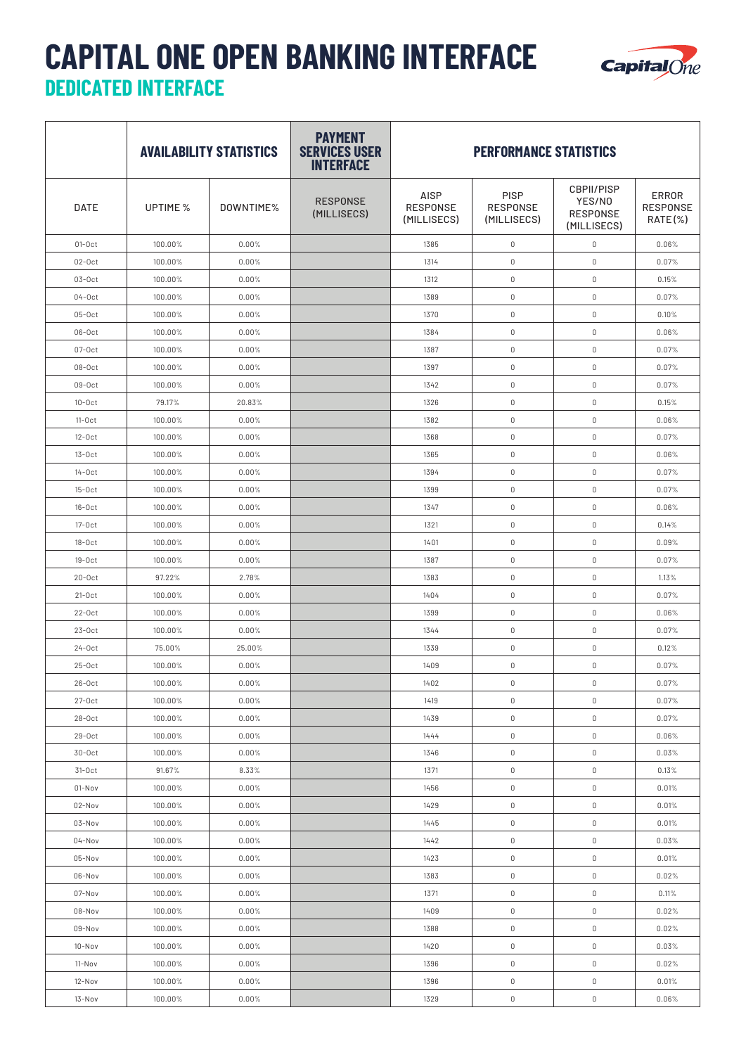# CAPITAL ONE OPEN BANKING INTERFACE

## DEDICATED INTERFACE

| | AVAILABILITY STATISTICS | | PAYMENT SERVICES USER INTERFACE | PERFORMANCE STATISTICS | | | |
|---|---|---|---|---|---|---|---|
| DATE | UPTIME % | DOWNTIME% | RESPONSE (MILLISECS) | AISP RESPONSE (MILLISECS) | PISP RESPONSE (MILLISECS) | CBPII/PISP YES/NO RESPONSE (MILLISECS) | ERROR RESPONSE RATE(%) |
| 01-Oct | 100.00% | 0.00% | | 1385 | 0 | 0 | 0.06% |
| 02-Oct | 100.00% | 0.00% | | 1314 | 0 | 0 | 0.07% |
| 03-Oct | 100.00% | 0.00% | | 1312 | 0 | 0 | 0.15% |
| 04-Oct | 100.00% | 0.00% | | 1389 | 0 | 0 | 0.07% |
| 05-Oct | 100.00% | 0.00% | | 1370 | 0 | 0 | 0.10% |
| 06-Oct | 100.00% | 0.00% | | 1384 | 0 | 0 | 0.06% |
| 07-Oct | 100.00% | 0.00% | | 1387 | 0 | 0 | 0.07% |
| 08-Oct | 100.00% | 0.00% | | 1397 | 0 | 0 | 0.07% |
| 09-Oct | 100.00% | 0.00% | | 1342 | 0 | 0 | 0.07% |
| 10-Oct | 79.17% | 20.83% | | 1326 | 0 | 0 | 0.15% |
| 11-Oct | 100.00% | 0.00% | | 1382 | 0 | 0 | 0.06% |
| 12-Oct | 100.00% | 0.00% | | 1368 | 0 | 0 | 0.07% |
| 13-Oct | 100.00% | 0.00% | | 1365 | 0 | 0 | 0.06% |
| 14-Oct | 100.00% | 0.00% | | 1394 | 0 | 0 | 0.07% |
| 15-Oct | 100.00% | 0.00% | | 1399 | 0 | 0 | 0.07% |
| 16-Oct | 100.00% | 0.00% | | 1347 | 0 | 0 | 0.06% |
| 17-Oct | 100.00% | 0.00% | | 1321 | 0 | 0 | 0.14% |
| 18-Oct | 100.00% | 0.00% | | 1401 | 0 | 0 | 0.09% |
| 19-Oct | 100.00% | 0.00% | | 1387 | 0 | 0 | 0.07% |
| 20-Oct | 97.22% | 2.78% | | 1383 | 0 | 0 | 1.13% |
| 21-Oct | 100.00% | 0.00% | | 1404 | 0 | 0 | 0.07% |
| 22-Oct | 100.00% | 0.00% | | 1399 | 0 | 0 | 0.06% |
| 23-Oct | 100.00% | 0.00% | | 1344 | 0 | 0 | 0.07% |
| 24-Oct | 75.00% | 25.00% | | 1339 | 0 | 0 | 0.12% |
| 25-Oct | 100.00% | 0.00% | | 1409 | 0 | 0 | 0.07% |
| 26-Oct | 100.00% | 0.00% | | 1402 | 0 | 0 | 0.07% |
| 27-Oct | 100.00% | 0.00% | | 1419 | 0 | 0 | 0.07% |
| 28-Oct | 100.00% | 0.00% | | 1439 | 0 | 0 | 0.07% |
| 29-Oct | 100.00% | 0.00% | | 1444 | 0 | 0 | 0.06% |
| 30-Oct | 100.00% | 0.00% | | 1346 | 0 | 0 | 0.03% |
| 31-Oct | 91.67% | 8.33% | | 1371 | 0 | 0 | 0.13% |
| 01-Nov | 100.00% | 0.00% | | 1456 | 0 | 0 | 0.01% |
| 02-Nov | 100.00% | 0.00% | | 1429 | 0 | 0 | 0.01% |
| 03-Nov | 100.00% | 0.00% | | 1445 | 0 | 0 | 0.01% |
| 04-Nov | 100.00% | 0.00% | | 1442 | 0 | 0 | 0.03% |
| 05-Nov | 100.00% | 0.00% | | 1423 | 0 | 0 | 0.01% |
| 06-Nov | 100.00% | 0.00% | | 1383 | 0 | 0 | 0.02% |
| 07-Nov | 100.00% | 0.00% | | 1371 | 0 | 0 | 0.11% |
| 08-Nov | 100.00% | 0.00% | | 1409 | 0 | 0 | 0.02% |
| 09-Nov | 100.00% | 0.00% | | 1388 | 0 | 0 | 0.02% |
| 10-Nov | 100.00% | 0.00% | | 1420 | 0 | 0 | 0.03% |
| 11-Nov | 100.00% | 0.00% | | 1396 | 0 | 0 | 0.02% |
| 12-Nov | 100.00% | 0.00% | | 1396 | 0 | 0 | 0.01% |
| 13-Nov | 100.00% | 0.00% | | 1329 | 0 | 0 | 0.06% |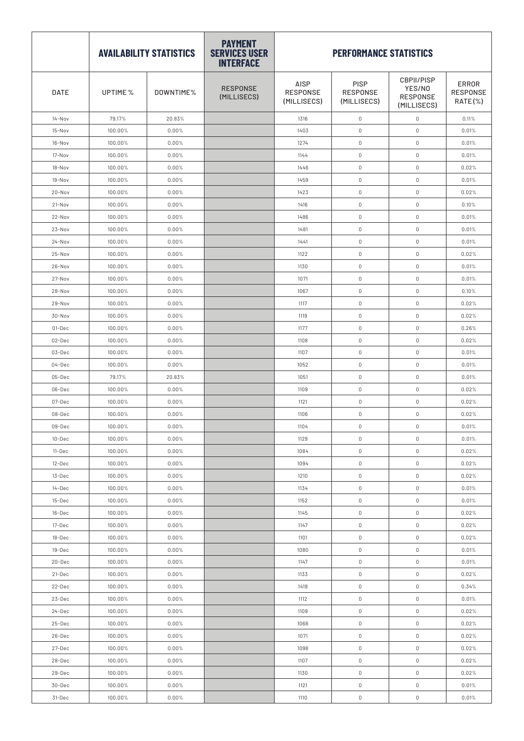| DATE | AVAILABILITY STATISTICS | | PAYMENT SERVICES USER INTERFACE | PERFORMANCE STATISTICS | | | |
|---|---|---|---|---|---|---|---|
| | UPTIME % | DOWNTIME% | RESPONSE (MILLISECS) | AISP RESPONSE (MILLISECS) | PISP RESPONSE (MILLISECS) | CBPII/PISP YES/NO RESPONSE (MILLISECS) | ERROR RESPONSE RATE(%) |
| 14-Nov | 79.17% | 20.83% | | 1316 | 0 | 0 | 0.11% |
| 15-Nov | 100.00% | 0.00% | | 1403 | 0 | 0 | 0.01% |
| 16-Nov | 100.00% | 0.00% | | 1274 | 0 | 0 | 0.01% |
| 17-Nov | 100.00% | 0.00% | | 1144 | 0 | 0 | 0.01% |
| 18-Nov | 100.00% | 0.00% | | 1446 | 0 | 0 | 0.02% |
| 19-Nov | 100.00% | 0.00% | | 1459 | 0 | 0 | 0.01% |
| 20-Nov | 100.00% | 0.00% | | 1423 | 0 | 0 | 0.02% |
| 21-Nov | 100.00% | 0.00% | | 1416 | 0 | 0 | 0.10% |
| 22-Nov | 100.00% | 0.00% | | 1486 | 0 | 0 | 0.01% |
| 23-Nov | 100.00% | 0.00% | | 1481 | 0 | 0 | 0.01% |
| 24-Nov | 100.00% | 0.00% | | 1441 | 0 | 0 | 0.01% |
| 25-Nov | 100.00% | 0.00% | | 1122 | 0 | 0 | 0.02% |
| 26-Nov | 100.00% | 0.00% | | 1130 | 0 | 0 | 0.01% |
| 27-Nov | 100.00% | 0.00% | | 1071 | 0 | 0 | 0.01% |
| 28-Nov | 100.00% | 0.00% | | 1067 | 0 | 0 | 0.10% |
| 29-Nov | 100.00% | 0.00% | | 1117 | 0 | 0 | 0.02% |
| 30-Nov | 100.00% | 0.00% | | 1119 | 0 | 0 | 0.02% |
| 01-Dec | 100.00% | 0.00% | | 1177 | 0 | 0 | 0.26% |
| 02-Dec | 100.00% | 0.00% | | 1108 | 0 | 0 | 0.02% |
| 03-Dec | 100.00% | 0.00% | | 1107 | 0 | 0 | 0.01% |
| 04-Dec | 100.00% | 0.00% | | 1052 | 0 | 0 | 0.01% |
| 05-Dec | 79.17% | 20.83% | | 1051 | 0 | 0 | 0.01% |
| 06-Dec | 100.00% | 0.00% | | 1109 | 0 | 0 | 0.02% |
| 07-Dec | 100.00% | 0.00% | | 1121 | 0 | 0 | 0.02% |
| 08-Dec | 100.00% | 0.00% | | 1106 | 0 | 0 | 0.02% |
| 09-Dec | 100.00% | 0.00% | | 1104 | 0 | 0 | 0.01% |
| 10-Dec | 100.00% | 0.00% | | 1129 | 0 | 0 | 0.01% |
| 11-Dec | 100.00% | 0.00% | | 1084 | 0 | 0 | 0.02% |
| 12-Dec | 100.00% | 0.00% | | 1094 | 0 | 0 | 0.02% |
| 13-Dec | 100.00% | 0.00% | | 1210 | 0 | 0 | 0.02% |
| 14-Dec | 100.00% | 0.00% | | 1134 | 0 | 0 | 0.01% |
| 15-Dec | 100.00% | 0.00% | | 1152 | 0 | 0 | 0.01% |
| 16-Dec | 100.00% | 0.00% | | 1145 | 0 | 0 | 0.02% |
| 17-Dec | 100.00% | 0.00% | | 1147 | 0 | 0 | 0.02% |
| 18-Dec | 100.00% | 0.00% | | 1101 | 0 | 0 | 0.02% |
| 19-Dec | 100.00% | 0.00% | | 1080 | 0 | 0 | 0.01% |
| 20-Dec | 100.00% | 0.00% | | 1147 | 0 | 0 | 0.01% |
| 21-Dec | 100.00% | 0.00% | | 1133 | 0 | 0 | 0.02% |
| 22-Dec | 100.00% | 0.00% | | 1419 | 0 | 0 | 0.34% |
| 23-Dec | 100.00% | 0.00% | | 1112 | 0 | 0 | 0.01% |
| 24-Dec | 100.00% | 0.00% | | 1109 | 0 | 0 | 0.02% |
| 25-Dec | 100.00% | 0.00% | | 1068 | 0 | 0 | 0.02% |
| 26-Dec | 100.00% | 0.00% | | 1071 | 0 | 0 | 0.02% |
| 27-Dec | 100.00% | 0.00% | | 1098 | 0 | 0 | 0.02% |
| 28-Dec | 100.00% | 0.00% | | 1107 | 0 | 0 | 0.02% |
| 29-Dec | 100.00% | 0.00% | | 1130 | 0 | 0 | 0.02% |
| 30-Dec | 100.00% | 0.00% | | 1121 | 0 | 0 | 0.01% |
| 31-Dec | 100.00% | 0.00% | | 1110 | 0 | 0 | 0.01% |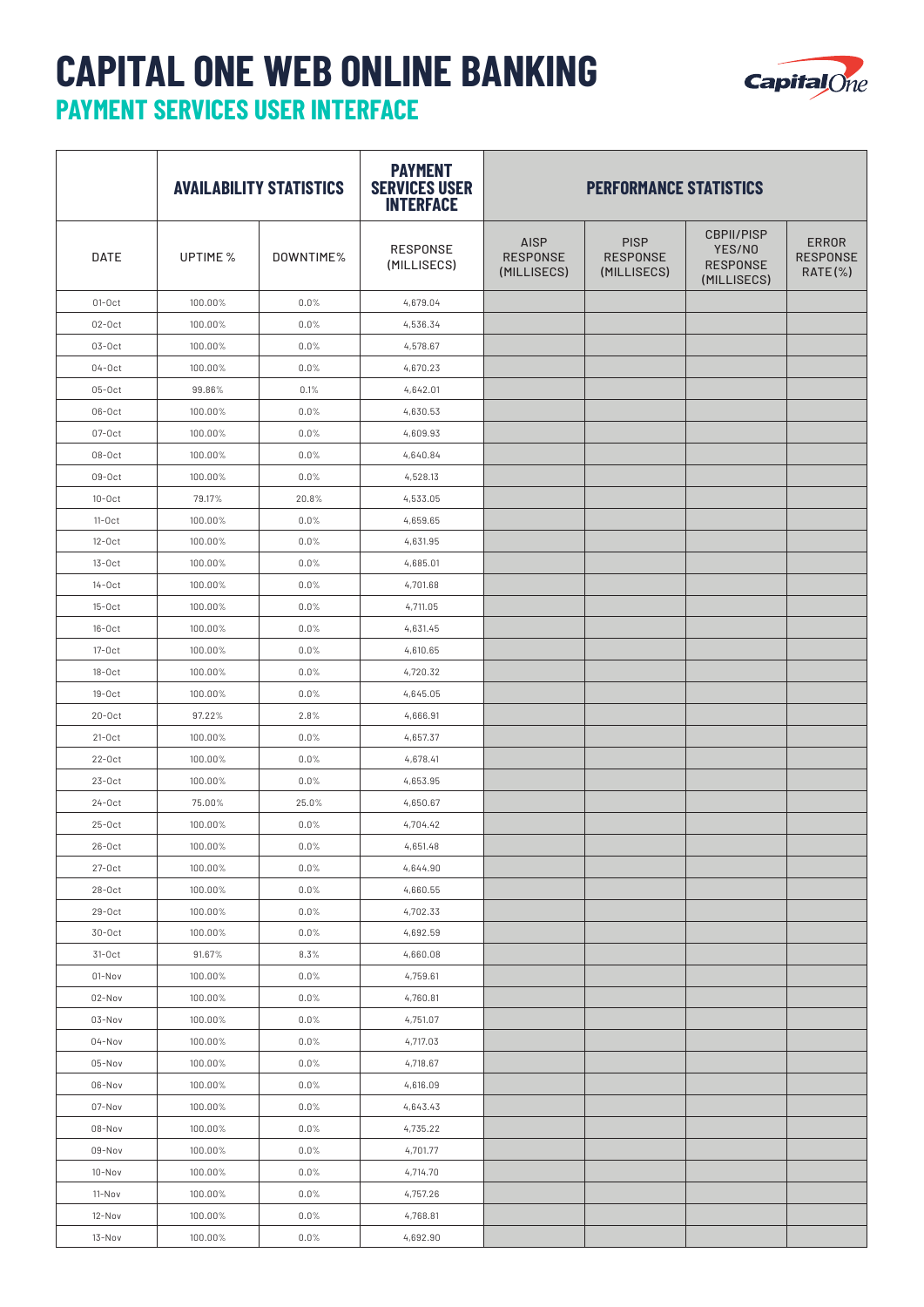# CAPITAL ONE WEB ONLINE BANKING

## PAYMENT SERVICES USER INTERFACE

| | AVAILABILITY STATISTICS | | PAYMENT SERVICES USER INTERFACE | PERFORMANCE STATISTICS | | | |
|---|---|---|---|---|---|---|---|
| DATE | UPTIME % | DOWNTIME% | RESPONSE (MILLISECS) | AISP RESPONSE (MILLISECS) | PISP RESPONSE (MILLISECS) | CBPII/PISP YES/NO RESPONSE (MILLISECS) | ERROR RESPONSE RATE(%) |
| 01-Oct | 100.00% | 0.0% | 4,679.04 | | | | |
| 02-Oct | 100.00% | 0.0% | 4,536.34 | | | | |
| 03-Oct | 100.00% | 0.0% | 4,578.67 | | | | |
| 04-Oct | 100.00% | 0.0% | 4,670.23 | | | | |
| 05-Oct | 99.86% | 0.1% | 4,642.01 | | | | |
| 06-Oct | 100.00% | 0.0% | 4,630.53 | | | | |
| 07-Oct | 100.00% | 0.0% | 4,609.93 | | | | |
| 08-Oct | 100.00% | 0.0% | 4,640.84 | | | | |
| 09-Oct | 100.00% | 0.0% | 4,528.13 | | | | |
| 10-Oct | 79.17% | 20.8% | 4,533.05 | | | | |
| 11-Oct | 100.00% | 0.0% | 4,659.65 | | | | |
| 12-Oct | 100.00% | 0.0% | 4,631.95 | | | | |
| 13-Oct | 100.00% | 0.0% | 4,685.01 | | | | |
| 14-Oct | 100.00% | 0.0% | 4,701.68 | | | | |
| 15-Oct | 100.00% | 0.0% | 4,711.05 | | | | |
| 16-Oct | 100.00% | 0.0% | 4,631.45 | | | | |
| 17-Oct | 100.00% | 0.0% | 4,610.65 | | | | |
| 18-Oct | 100.00% | 0.0% | 4,720.32 | | | | |
| 19-Oct | 100.00% | 0.0% | 4,645.05 | | | | |
| 20-Oct | 97.22% | 2.8% | 4,666.91 | | | | |
| 21-Oct | 100.00% | 0.0% | 4,657.37 | | | | |
| 22-Oct | 100.00% | 0.0% | 4,678.41 | | | | |
| 23-Oct | 100.00% | 0.0% | 4,653.95 | | | | |
| 24-Oct | 75.00% | 25.0% | 4,650.67 | | | | |
| 25-Oct | 100.00% | 0.0% | 4,704.42 | | | | |
| 26-Oct | 100.00% | 0.0% | 4,651.48 | | | | |
| 27-Oct | 100.00% | 0.0% | 4,644.90 | | | | |
| 28-Oct | 100.00% | 0.0% | 4,660.55 | | | | |
| 29-Oct | 100.00% | 0.0% | 4,702.33 | | | | |
| 30-Oct | 100.00% | 0.0% | 4,692.59 | | | | |
| 31-Oct | 91.67% | 8.3% | 4,660.08 | | | | |
| 01-Nov | 100.00% | 0.0% | 4,759.61 | | | | |
| 02-Nov | 100.00% | 0.0% | 4,760.81 | | | | |
| 03-Nov | 100.00% | 0.0% | 4,751.07 | | | | |
| 04-Nov | 100.00% | 0.0% | 4,717.03 | | | | |
| 05-Nov | 100.00% | 0.0% | 4,718.67 | | | | |
| 06-Nov | 100.00% | 0.0% | 4,616.09 | | | | |
| 07-Nov | 100.00% | 0.0% | 4,643.43 | | | | |
| 08-Nov | 100.00% | 0.0% | 4,735.22 | | | | |
| 09-Nov | 100.00% | 0.0% | 4,701.77 | | | | |
| 10-Nov | 100.00% | 0.0% | 4,714.70 | | | | |
| 11-Nov | 100.00% | 0.0% | 4,757.26 | | | | |
| 12-Nov | 100.00% | 0.0% | 4,768.81 | | | | |
| 13-Nov | 100.00% | 0.0% | 4,692.90 | | | | |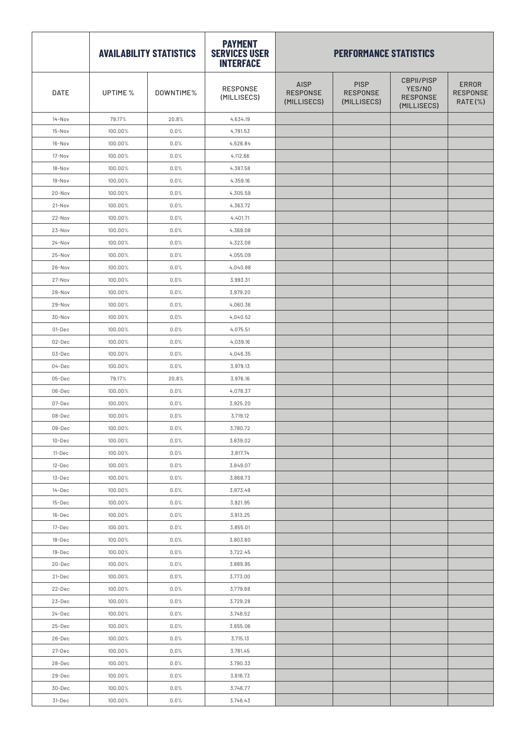| | AVAILABILITY STATISTICS | | PAYMENT SERVICES USER INTERFACE | PERFORMANCE STATISTICS | | | |
|---|---|---|---|---|---|---|---|
| DATE | UPTIME % | DOWNTIME% | RESPONSE (MILLISECS) | AISP RESPONSE (MILLISECS) | PISP RESPONSE (MILLISECS) | CBPII/PISP YES/NO RESPONSE (MILLISECS) | ERROR RESPONSE RATE(%) |
| 14-Nov | 79.17% | 20.8% | 4,634.19 | | | | |
| 15-Nov | 100.00% | 0.0% | 4,791.53 | | | | |
| 16-Nov | 100.00% | 0.0% | 4,526.84 | | | | |
| 17-Nov | 100.00% | 0.0% | 4,112.66 | | | | |
| 18-Nov | 100.00% | 0.0% | 4,387.58 | | | | |
| 19-Nov | 100.00% | 0.0% | 4,359.16 | | | | |
| 20-Nov | 100.00% | 0.0% | 4,305.59 | | | | |
| 21-Nov | 100.00% | 0.0% | 4,363.72 | | | | |
| 22-Nov | 100.00% | 0.0% | 4,401.71 | | | | |
| 23-Nov | 100.00% | 0.0% | 4,369.08 | | | | |
| 24-Nov | 100.00% | 0.0% | 4,323.08 | | | | |
| 25-Nov | 100.00% | 0.0% | 4,055.09 | | | | |
| 26-Nov | 100.00% | 0.0% | 4,040.88 | | | | |
| 27-Nov | 100.00% | 0.0% | 3,993.31 | | | | |
| 28-Nov | 100.00% | 0.0% | 3,979.20 | | | | |
| 29-Nov | 100.00% | 0.0% | 4,060.36 | | | | |
| 30-Nov | 100.00% | 0.0% | 4,040.52 | | | | |
| 01-Dec | 100.00% | 0.0% | 4,075.51 | | | | |
| 02-Dec | 100.00% | 0.0% | 4,039.16 | | | | |
| 03-Dec | 100.00% | 0.0% | 4,046.35 | | | | |
| 04-Dec | 100.00% | 0.0% | 3,979.13 | | | | |
| 05-Dec | 79.17% | 20.8% | 3,976.16 | | | | |
| 06-Dec | 100.00% | 0.0% | 4,078.37 | | | | |
| 07-Dec | 100.00% | 0.0% | 3,925.20 | | | | |
| 08-Dec | 100.00% | 0.0% | 3,719.12 | | | | |
| 09-Dec | 100.00% | 0.0% | 3,780.72 | | | | |
| 10-Dec | 100.00% | 0.0% | 3,839.02 | | | | |
| 11-Dec | 100.00% | 0.0% | 3,817.74 | | | | |
| 12-Dec | 100.00% | 0.0% | 3,849.07 | | | | |
| 13-Dec | 100.00% | 0.0% | 3,868.73 | | | | |
| 14-Dec | 100.00% | 0.0% | 3,873.49 | | | | |
| 15-Dec | 100.00% | 0.0% | 3,921.95 | | | | |
| 16-Dec | 100.00% | 0.0% | 3,913.25 | | | | |
| 17-Dec | 100.00% | 0.0% | 3,855.01 | | | | |
| 18-Dec | 100.00% | 0.0% | 3,803.60 | | | | |
| 19-Dec | 100.00% | 0.0% | 3,722.45 | | | | |
| 20-Dec | 100.00% | 0.0% | 3,889.95 | | | | |
| 21-Dec | 100.00% | 0.0% | 3,773.00 | | | | |
| 22-Dec | 100.00% | 0.0% | 3,779.68 | | | | |
| 23-Dec | 100.00% | 0.0% | 3,729.28 | | | | |
| 24-Dec | 100.00% | 0.0% | 3,748.52 | | | | |
| 25-Dec | 100.00% | 0.0% | 3,655.06 | | | | |
| 26-Dec | 100.00% | 0.0% | 3,715.13 | | | | |
| 27-Dec | 100.00% | 0.0% | 3,781.45 | | | | |
| 28-Dec | 100.00% | 0.0% | 3,790.33 | | | | |
| 29-Dec | 100.00% | 0.0% | 3,816.73 | | | | |
| 30-Dec | 100.00% | 0.0% | 3,746.77 | | | | |
| 31-Dec | 100.00% | 0.0% | 3,746.43 | | | | |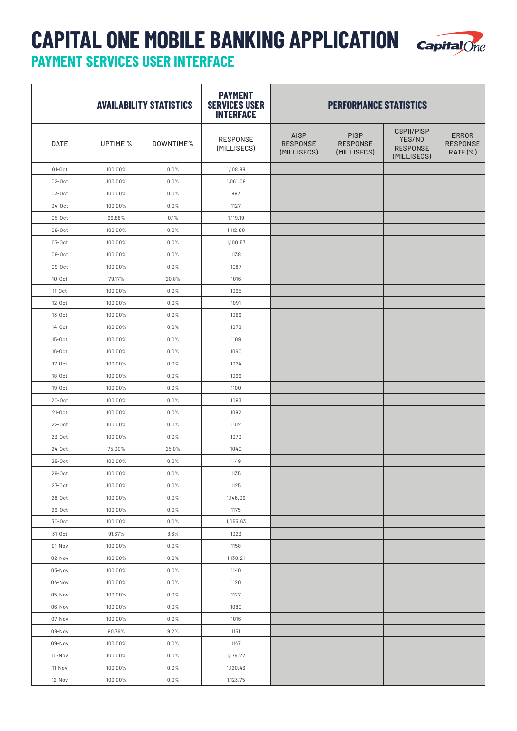# CAPITAL ONE MOBILE BANKING APPLICATION

## PAYMENT SERVICES USER INTERFACE

| | AVAILABILITY STATISTICS | | PAYMENT SERVICES USER INTERFACE | PERFORMANCE STATISTICS | | | |
|---|---|---|---|---|---|---|---|
| DATE | UPTIME % | DOWNTIME% | RESPONSE (MILLISECS) | AISP RESPONSE (MILLISECS) | PISP RESPONSE (MILLISECS) | CBPII/PISP YES/NO RESPONSE (MILLISECS) | ERROR RESPONSE RATE(%) |
| 01-Oct | 100.00% | 0.0% | 1,108.88 | | | | |
| 02-Oct | 100.00% | 0.0% | 1,061.08 | | | | |
| 03-Oct | 100.00% | 0.0% | 997 | | | | |
| 04-Oct | 100.00% | 0.0% | 1127 | | | | |
| 05-Oct | 99.86% | 0.1% | 1,119.19 | | | | |
| 06-Oct | 100.00% | 0.0% | 1,112.60 | | | | |
| 07-Oct | 100.00% | 0.0% | 1,100.57 | | | | |
| 08-Oct | 100.00% | 0.0% | 1138 | | | | |
| 09-Oct | 100.00% | 0.0% | 1087 | | | | |
| 10-Oct | 79.17% | 20.8% | 1016 | | | | |
| 11-Oct | 100.00% | 0.0% | 1095 | | | | |
| 12-Oct | 100.00% | 0.0% | 1091 | | | | |
| 13-Oct | 100.00% | 0.0% | 1069 | | | | |
| 14-Oct | 100.00% | 0.0% | 1079 | | | | |
| 15-Oct | 100.00% | 0.0% | 1109 | | | | |
| 16-Oct | 100.00% | 0.0% | 1060 | | | | |
| 17-Oct | 100.00% | 0.0% | 1024 | | | | |
| 18-Oct | 100.00% | 0.0% | 1099 | | | | |
| 19-Oct | 100.00% | 0.0% | 1100 | | | | |
| 20-Oct | 100.00% | 0.0% | 1093 | | | | |
| 21-Oct | 100.00% | 0.0% | 1092 | | | | |
| 22-Oct | 100.00% | 0.0% | 1102 | | | | |
| 23-Oct | 100.00% | 0.0% | 1070 | | | | |
| 24-Oct | 75.00% | 25.0% | 1040 | | | | |
| 25-Oct | 100.00% | 0.0% | 1149 | | | | |
| 26-Oct | 100.00% | 0.0% | 1135 | | | | |
| 27-Oct | 100.00% | 0.0% | 1125 | | | | |
| 28-Oct | 100.00% | 0.0% | 1,146.09 | | | | |
| 29-Oct | 100.00% | 0.0% | 1175 | | | | |
| 30-Oct | 100.00% | 0.0% | 1,055.63 | | | | |
| 31-Oct | 91.67% | 8.3% | 1023 | | | | |
| 01-Nov | 100.00% | 0.0% | 1158 | | | | |
| 02-Nov | 100.00% | 0.0% | 1,130.21 | | | | |
| 03-Nov | 100.00% | 0.0% | 1140 | | | | |
| 04-Nov | 100.00% | 0.0% | 1120 | | | | |
| 05-Nov | 100.00% | 0.0% | 1127 | | | | |
| 06-Nov | 100.00% | 0.0% | 1080 | | | | |
| 07-Nov | 100.00% | 0.0% | 1016 | | | | |
| 08-Nov | 90.76% | 9.2% | 1151 | | | | |
| 09-Nov | 100.00% | 0.0% | 1147 | | | | |
| 10-Nov | 100.00% | 0.0% | 1,176.22 | | | | |
| 11-Nov | 100.00% | 0.0% | 1,120.43 | | | | |
| 12-Nov | 100.00% | 0.0% | 1,123.75 | | | | |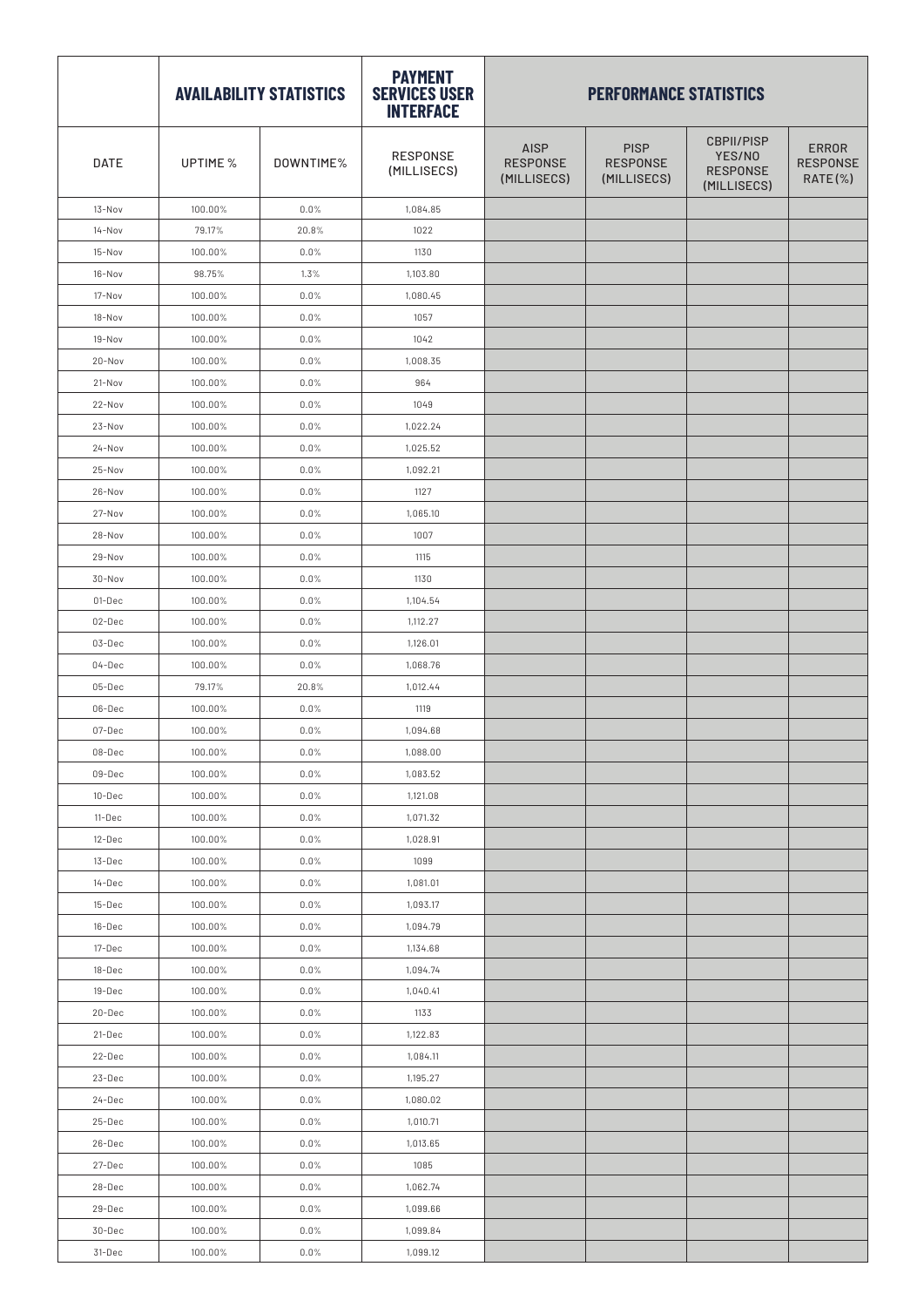| | AVAILABILITY STATISTICS | | PAYMENT SERVICES USER INTERFACE | PERFORMANCE STATISTICS | | | |
|---|---|---|---|---|---|---|---|
| DATE | UPTIME % | DOWNTIME% | RESPONSE (MILLISECS) | AISP RESPONSE (MILLISECS) | PISP RESPONSE (MILLISECS) | CBPII/PISP YES/NO RESPONSE (MILLISECS) | ERROR RESPONSE RATE (%) |
| 13-Nov | 100.00% | 0.0% | 1,084.85 | | | | |
| 14-Nov | 79.17% | 20.8% | 1022 | | | | |
| 15-Nov | 100.00% | 0.0% | 1130 | | | | |
| 16-Nov | 98.75% | 1.3% | 1,103.80 | | | | |
| 17-Nov | 100.00% | 0.0% | 1,080.45 | | | | |
| 18-Nov | 100.00% | 0.0% | 1057 | | | | |
| 19-Nov | 100.00% | 0.0% | 1042 | | | | |
| 20-Nov | 100.00% | 0.0% | 1,008.35 | | | | |
| 21-Nov | 100.00% | 0.0% | 964 | | | | |
| 22-Nov | 100.00% | 0.0% | 1049 | | | | |
| 23-Nov | 100.00% | 0.0% | 1,022.24 | | | | |
| 24-Nov | 100.00% | 0.0% | 1,025.52 | | | | |
| 25-Nov | 100.00% | 0.0% | 1,092.21 | | | | |
| 26-Nov | 100.00% | 0.0% | 1127 | | | | |
| 27-Nov | 100.00% | 0.0% | 1,065.10 | | | | |
| 28-Nov | 100.00% | 0.0% | 1007 | | | | |
| 29-Nov | 100.00% | 0.0% | 1115 | | | | |
| 30-Nov | 100.00% | 0.0% | 1130 | | | | |
| 01-Dec | 100.00% | 0.0% | 1,104.54 | | | | |
| 02-Dec | 100.00% | 0.0% | 1,112.27 | | | | |
| 03-Dec | 100.00% | 0.0% | 1,126.01 | | | | |
| 04-Dec | 100.00% | 0.0% | 1,068.76 | | | | |
| 05-Dec | 79.17% | 20.8% | 1,012.44 | | | | |
| 06-Dec | 100.00% | 0.0% | 1119 | | | | |
| 07-Dec | 100.00% | 0.0% | 1,094.68 | | | | |
| 08-Dec | 100.00% | 0.0% | 1,088.00 | | | | |
| 09-Dec | 100.00% | 0.0% | 1,083.52 | | | | |
| 10-Dec | 100.00% | 0.0% | 1,121.08 | | | | |
| 11-Dec | 100.00% | 0.0% | 1,071.32 | | | | |
| 12-Dec | 100.00% | 0.0% | 1,028.91 | | | | |
| 13-Dec | 100.00% | 0.0% | 1099 | | | | |
| 14-Dec | 100.00% | 0.0% | 1,081.01 | | | | |
| 15-Dec | 100.00% | 0.0% | 1,093.17 | | | | |
| 16-Dec | 100.00% | 0.0% | 1,094.79 | | | | |
| 17-Dec | 100.00% | 0.0% | 1,134.68 | | | | |
| 18-Dec | 100.00% | 0.0% | 1,094.74 | | | | |
| 19-Dec | 100.00% | 0.0% | 1,040.41 | | | | |
| 20-Dec | 100.00% | 0.0% | 1133 | | | | |
| 21-Dec | 100.00% | 0.0% | 1,122.83 | | | | |
| 22-Dec | 100.00% | 0.0% | 1,084.11 | | | | |
| 23-Dec | 100.00% | 0.0% | 1,195.27 | | | | |
| 24-Dec | 100.00% | 0.0% | 1,080.02 | | | | |
| 25-Dec | 100.00% | 0.0% | 1,010.71 | | | | |
| 26-Dec | 100.00% | 0.0% | 1,013.65 | | | | |
| 27-Dec | 100.00% | 0.0% | 1085 | | | | |
| 28-Dec | 100.00% | 0.0% | 1,062.74 | | | | |
| 29-Dec | 100.00% | 0.0% | 1,099.66 | | | | |
| 30-Dec | 100.00% | 0.0% | 1,099.84 | | | | |
| 31-Dec | 100.00% | 0.0% | 1,099.12 | | | | |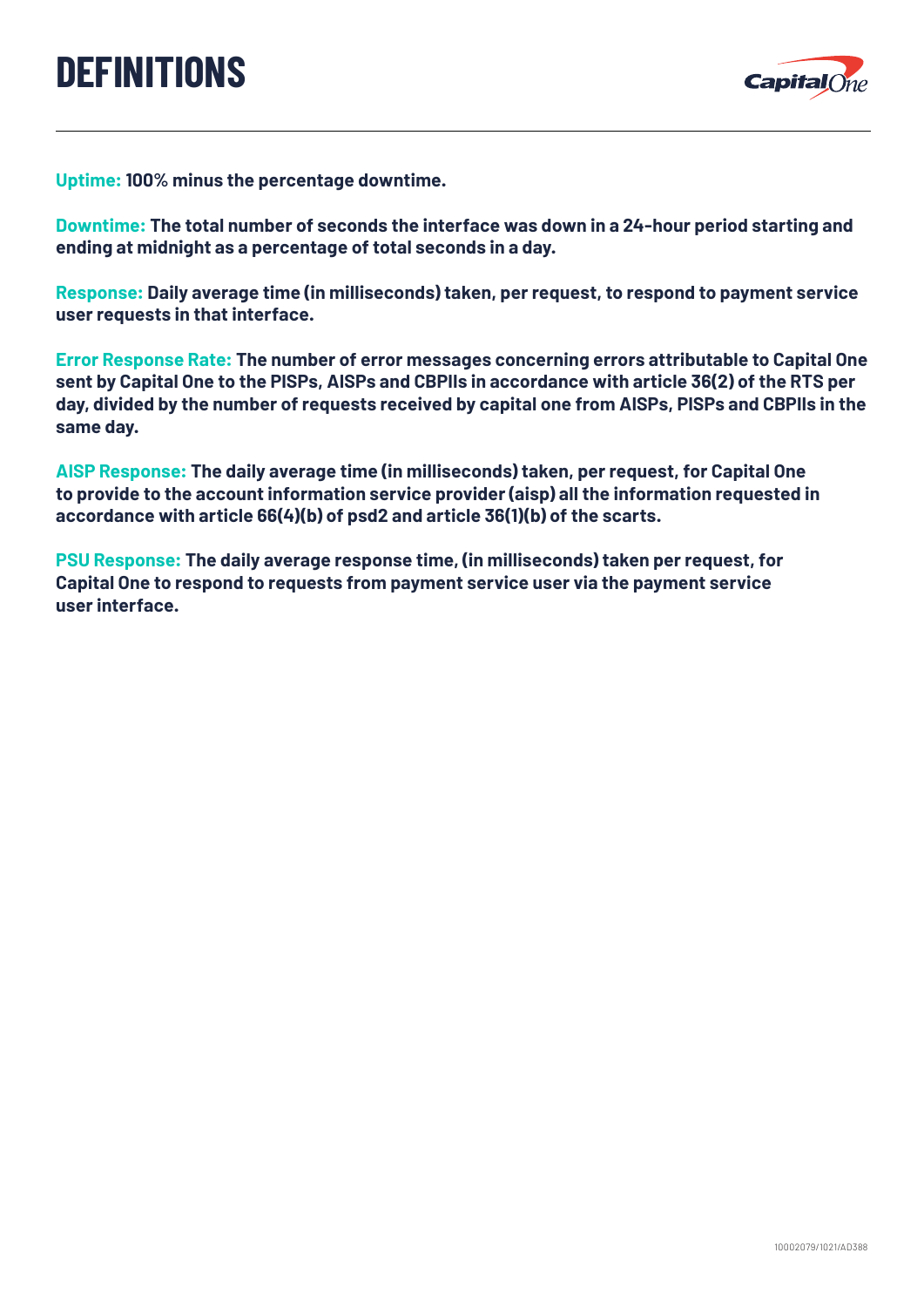# DEFINITIONS

**Uptime:** 100% minus the percentage downtime.

**Downtime:** The total number of seconds the interface was down in a 24-hour period starting and ending at midnight as a percentage of total seconds in a day.

**Response:** Daily average time (in milliseconds) taken, per request, to respond to payment service user requests in that interface.

**Error Response Rate:** The number of error messages concerning errors attributable to Capital One sent by Capital One to the PISPs, AISPs and CBPIIs in accordance with article 36(2) of the RTS per day, divided by the number of requests received by capital one from AISPs, PISPs and CBPIIs in the same day.

**AISP Response:** The daily average time (in milliseconds) taken, per request, for Capital One to provide to the account information service provider (aisp) all the information requested in accordance with article 66(4)(b) of psd2 and article 36(1)(b) of the scarts.

**PSU Response:** The daily average response time, (in milliseconds) taken per request, for Capital One to respond to requests from payment service user via the payment service user interface.

10002079/1021/AD388